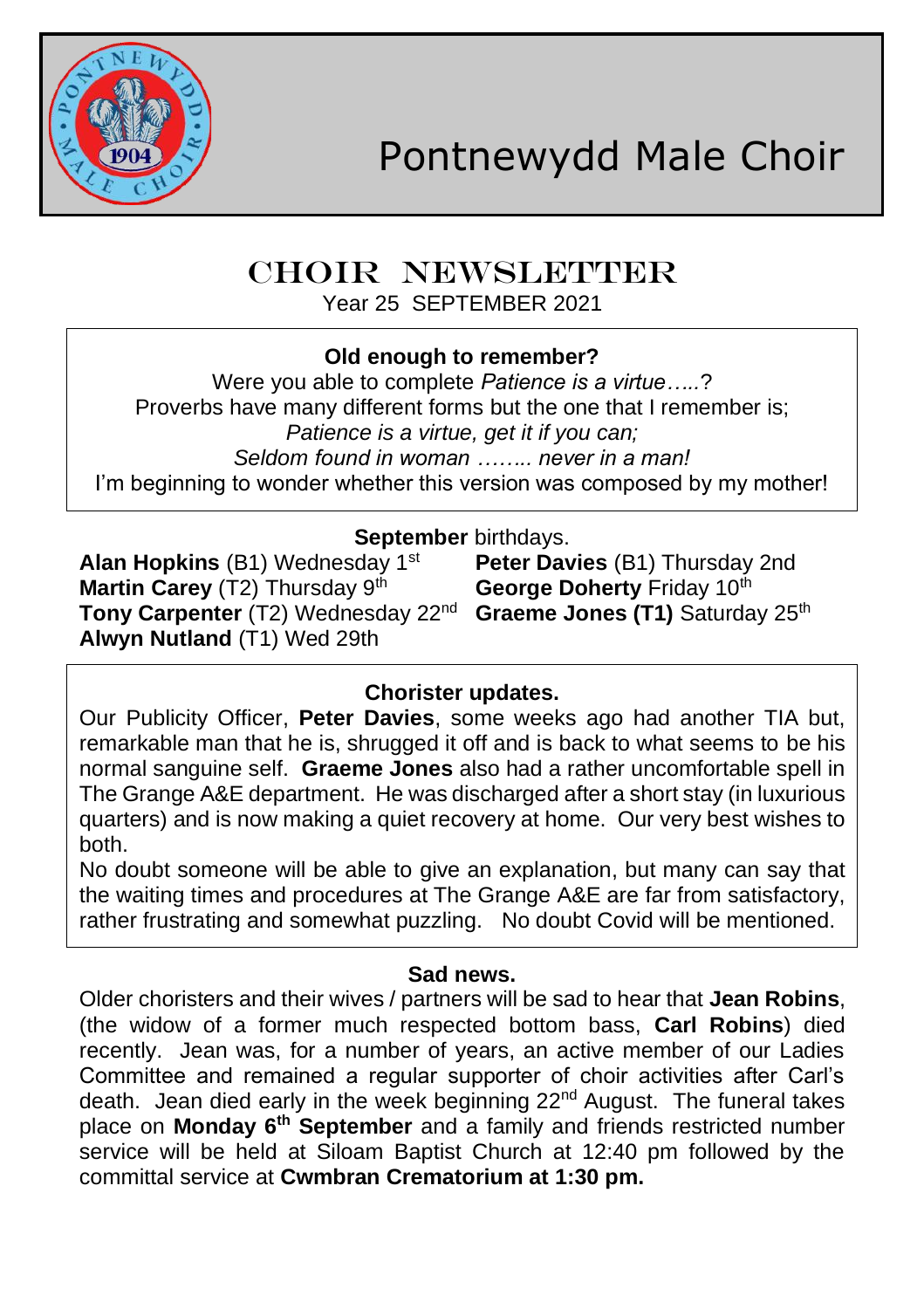# Pontnewydd Male Choir

## CHOIR NEWSLETTER

Year 25 SEPTEMBER 2021

### Old enough to remember?

Were you able to complete *Patience is a virtue…..*?
Proverbs have many different forms but the one that I remember is;
*Patience is a virtue, get it if you can;*
*Seldom found in woman …….. never in a man!*
I'm beginning to wonder whether this version was composed by my mother!

**September** birthdays.

**Alan Hopkins** (B1) Wednesday 1st
**Peter Davies** (B1) Thursday 2nd
**Martin Carey** (T2) Thursday 9th
**George Doherty** Friday 10th
**Tony Carpenter** (T2) Wednesday 22nd
**Graeme Jones (T1)** Saturday 25th
**Alwyn Nutland** (T1) Wed 29th

### Chorister updates.

Our Publicity Officer, **Peter Davies**, some weeks ago had another TIA but, remarkable man that he is, shrugged it off and is back to what seems to be his normal sanguine self. **Graeme Jones** also had a rather uncomfortable spell in The Grange A&E department. He was discharged after a short stay (in luxurious quarters) and is now making a quiet recovery at home. Our very best wishes to both.

No doubt someone will be able to give an explanation, but many can say that the waiting times and procedures at The Grange A&E are far from satisfactory, rather frustrating and somewhat puzzling. No doubt Covid will be mentioned.

### Sad news.

Older choristers and their wives / partners will be sad to hear that **Jean Robins**, (the widow of a former much respected bottom bass, **Carl Robins**) died recently. Jean was, for a number of years, an active member of our Ladies Committee and remained a regular supporter of choir activities after Carl's death. Jean died early in the week beginning 22nd August. The funeral takes place on **Monday 6th September** and a family and friends restricted number service will be held at Siloam Baptist Church at 12:40 pm followed by the committal service at **Cwmbran Crematorium at 1:30 pm.**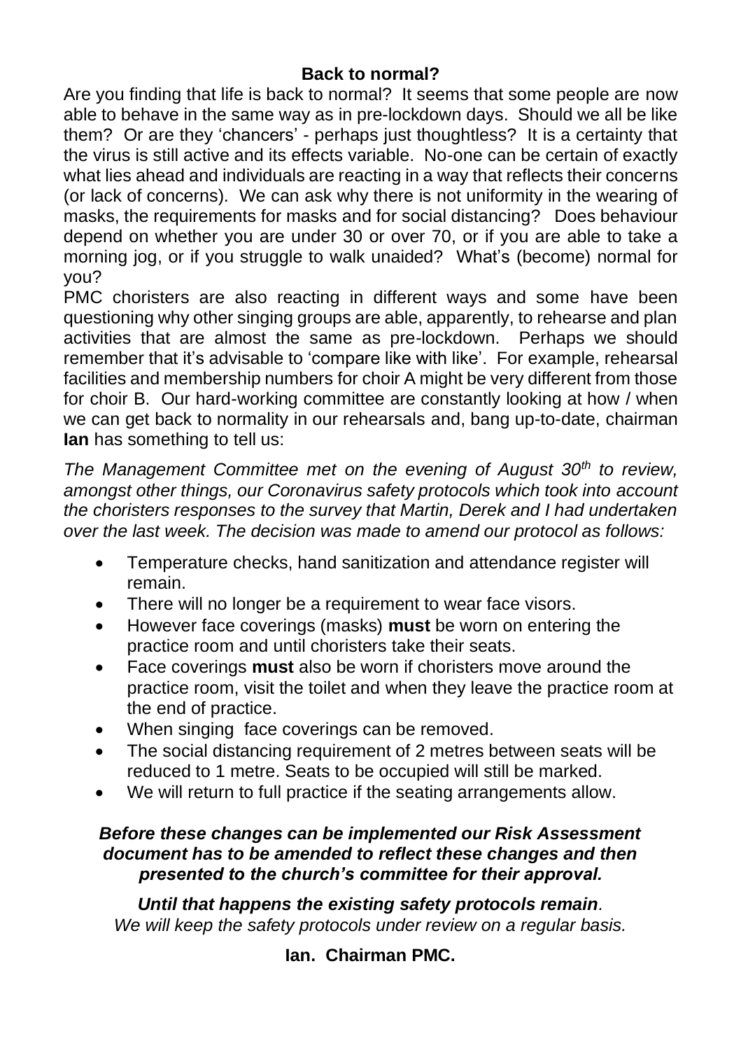## Back to normal?

Are you finding that life is back to normal? It seems that some people are now able to behave in the same way as in pre-lockdown days. Should we all be like them? Or are they 'chancers' - perhaps just thoughtless? It is a certainty that the virus is still active and its effects variable. No-one can be certain of exactly what lies ahead and individuals are reacting in a way that reflects their concerns (or lack of concerns). We can ask why there is not uniformity in the wearing of masks, the requirements for masks and for social distancing? Does behaviour depend on whether you are under 30 or over 70, or if you are able to take a morning jog, or if you struggle to walk unaided? What's (become) normal for you?

PMC choristers are also reacting in different ways and some have been questioning why other singing groups are able, apparently, to rehearse and plan activities that are almost the same as pre-lockdown. Perhaps we should remember that it's advisable to 'compare like with like'. For example, rehearsal facilities and membership numbers for choir A might be very different from those for choir B. Our hard-working committee are constantly looking at how / when we can get back to normality in our rehearsals and, bang up-to-date, chairman **Ian** has something to tell us:

*The Management Committee met on the evening of August 30th to review, amongst other things, our Coronavirus safety protocols which took into account the choristers responses to the survey that Martin, Derek and I had undertaken over the last week. The decision was made to amend our protocol as follows:*

- Temperature checks, hand sanitization and attendance register will remain.
- There will no longer be a requirement to wear face visors.
- However face coverings (masks) **must** be worn on entering the practice room and until choristers take their seats.
- Face coverings **must** also be worn if choristers move around the practice room, visit the toilet and when they leave the practice room at the end of practice.
- When singing face coverings can be removed.
- The social distancing requirement of 2 metres between seats will be reduced to 1 metre. Seats to be occupied will still be marked.
- We will return to full practice if the seating arrangements allow.

***Before these changes can be implemented our Risk Assessment document has to be amended to reflect these changes and then presented to the church's committee for their approval.***

***Until that happens the existing safety protocols remain.***
*We will keep the safety protocols under review on a regular basis.*

**Ian. Chairman PMC.**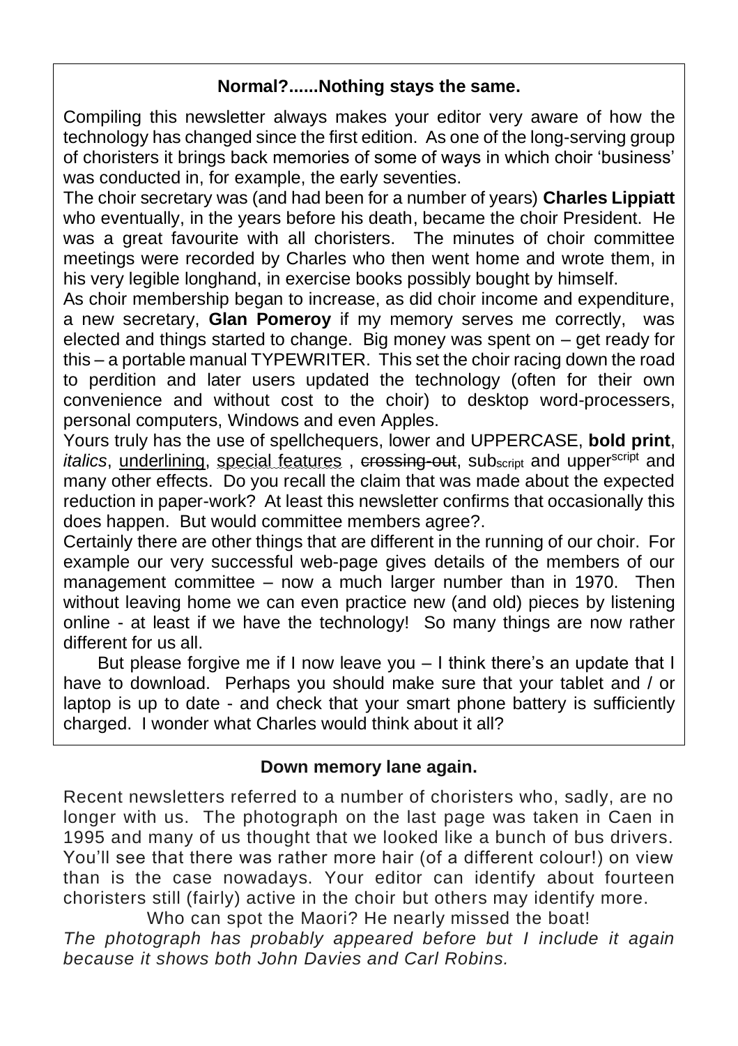### Normal?......Nothing stays the same.

Compiling this newsletter always makes your editor very aware of how the technology has changed since the first edition. As one of the long-serving group of choristers it brings back memories of some of ways in which choir 'business' was conducted in, for example, the early seventies.

The choir secretary was (and had been for a number of years) **Charles Lippiatt** who eventually, in the years before his death, became the choir President. He was a great favourite with all choristers. The minutes of choir committee meetings were recorded by Charles who then went home and wrote them, in his very legible longhand, in exercise books possibly bought by himself.

As choir membership began to increase, as did choir income and expenditure, a new secretary, **Glan Pomeroy** if my memory serves me correctly, was elected and things started to change. Big money was spent on – get ready for this – a portable manual TYPEWRITER. This set the choir racing down the road to perdition and later users updated the technology (often for their own convenience and without cost to the choir) to desktop word-processers, personal computers, Windows and even Apples.

Yours truly has the use of spellchequers, lower and UPPERCASE, **bold print**, *italics*, <u>underlining</u>, special features , ~~crossing-out~~, sub$_{script}$ and upper$^{script}$ and many other effects. Do you recall the claim that was made about the expected reduction in paper-work? At least this newsletter confirms that occasionally this does happen. But would committee members agree?.

Certainly there are other things that are different in the running of our choir. For example our very successful web-page gives details of the members of our management committee – now a much larger number than in 1970. Then without leaving home we can even practice new (and old) pieces by listening online - at least if we have the technology! So many things are now rather different for us all.

But please forgive me if I now leave you – I think there's an update that I have to download. Perhaps you should make sure that your tablet and / or laptop is up to date - and check that your smart phone battery is sufficiently charged. I wonder what Charles would think about it all?

### Down memory lane again.

Recent newsletters referred to a number of choristers who, sadly, are no longer with us. The photograph on the last page was taken in Caen in 1995 and many of us thought that we looked like a bunch of bus drivers. You'll see that there was rather more hair (of a different colour!) on view than is the case nowadays. Your editor can identify about fourteen choristers still (fairly) active in the choir but others may identify more.

Who can spot the Maori? He nearly missed the boat!

*The photograph has probably appeared before but I include it again because it shows both John Davies and Carl Robins.*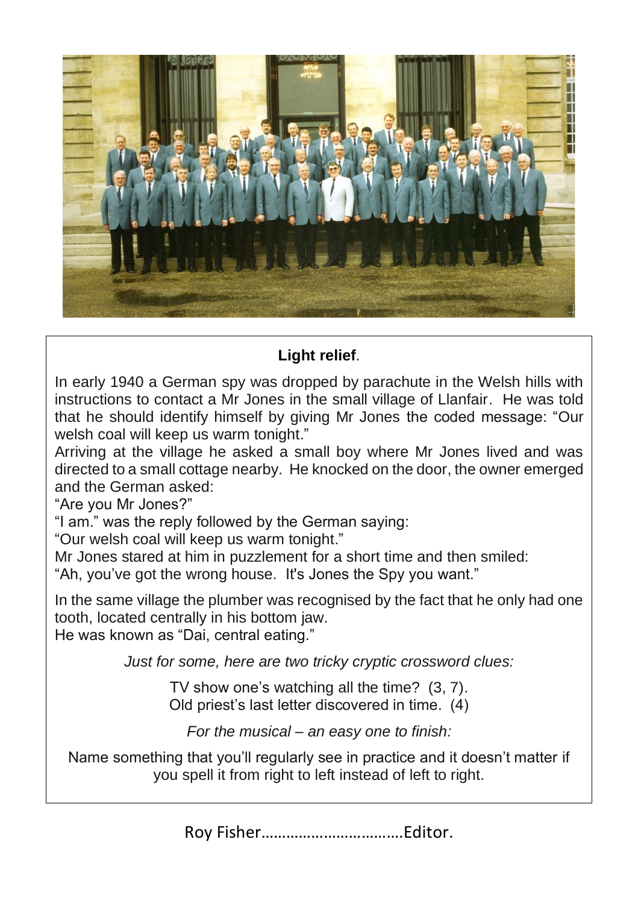**Light relief**.

In early 1940 a German spy was dropped by parachute in the Welsh hills with instructions to contact a Mr Jones in the small village of Llanfair. He was told that he should identify himself by giving Mr Jones the coded message: "Our welsh coal will keep us warm tonight."

Arriving at the village he asked a small boy where Mr Jones lived and was directed to a small cottage nearby. He knocked on the door, the owner emerged and the German asked:

"Are you Mr Jones?"

"I am." was the reply followed by the German saying:

"Our welsh coal will keep us warm tonight."

Mr Jones stared at him in puzzlement for a short time and then smiled:

"Ah, you've got the wrong house. It's Jones the Spy you want."

In the same village the plumber was recognised by the fact that he only had one tooth, located centrally in his bottom jaw.

He was known as "Dai, central eating."

*Just for some, here are two tricky cryptic crossword clues:*

TV show one's watching all the time? (3, 7).

Old priest's last letter discovered in time. (4)

*For the musical – an easy one to finish:*

Name something that you'll regularly see in practice and it doesn't matter if you spell it from right to left instead of left to right.

Roy Fisher…………………………….Editor.